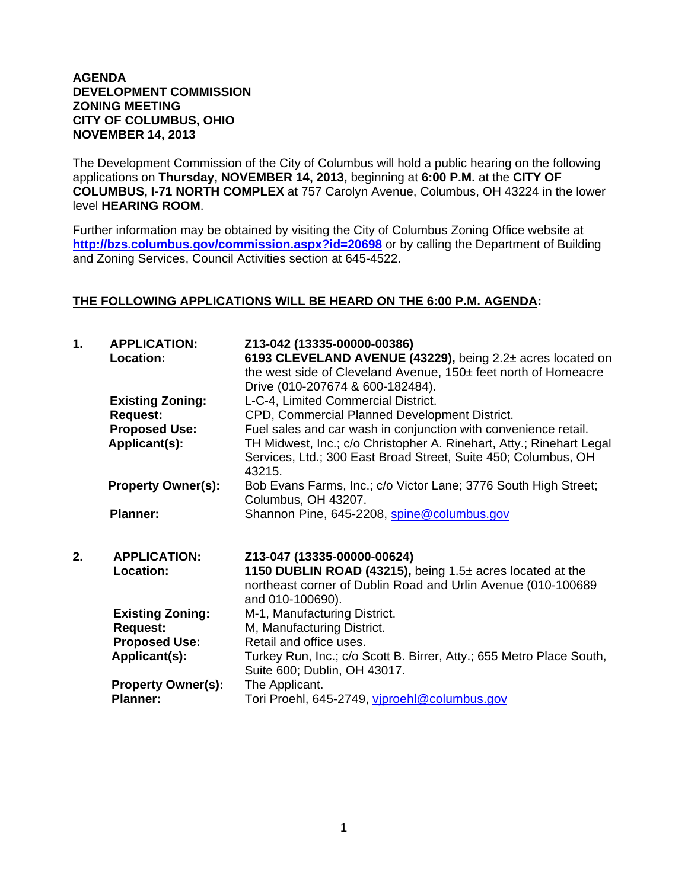**AGENDA**
**DEVELOPMENT COMMISSION**
**ZONING MEETING**
**CITY OF COLUMBUS, OHIO**
**NOVEMBER 14, 2013**

The Development Commission of the City of Columbus will hold a public hearing on the following applications on **Thursday, NOVEMBER 14, 2013,** beginning at **6:00 P.M.** at the **CITY OF COLUMBUS, I-71 NORTH COMPLEX** at 757 Carolyn Avenue, Columbus, OH 43224 in the lower level **HEARING ROOM**.

Further information may be obtained by visiting the City of Columbus Zoning Office website at **http://bzs.columbus.gov/commission.aspx?id=20698** or by calling the Department of Building and Zoning Services, Council Activities section at 645-4522.

**THE FOLLOWING APPLICATIONS WILL BE HEARD ON THE 6:00 P.M. AGENDA:**

**1. APPLICATION:** **Z13-042 (13335-00000-00386)**

**Location:** **6193 CLEVELAND AVENUE (43229),** being 2.2± acres located on the west side of Cleveland Avenue, 150± feet north of Homeacre Drive (010-207674 & 600-182484).

**Existing Zoning:** L-C-4, Limited Commercial District.

**Request:** CPD, Commercial Planned Development District.

**Proposed Use:** Fuel sales and car wash in conjunction with convenience retail.

**Applicant(s):** TH Midwest, Inc.; c/o Christopher A. Rinehart, Atty.; Rinehart Legal Services, Ltd.; 300 East Broad Street, Suite 450; Columbus, OH 43215.

**Property Owner(s):** Bob Evans Farms, Inc.; c/o Victor Lane; 3776 South High Street; Columbus, OH 43207.

**Planner:** Shannon Pine, 645-2208, spine@columbus.gov

**2. APPLICATION:** **Z13-047 (13335-00000-00624)**

**Location:** **1150 DUBLIN ROAD (43215),** being 1.5± acres located at the northeast corner of Dublin Road and Urlin Avenue (010-100689 and 010-100690).

**Existing Zoning:** M-1, Manufacturing District.

**Request:** M, Manufacturing District.

**Proposed Use:** Retail and office uses.

**Applicant(s):** Turkey Run, Inc.; c/o Scott B. Birrer, Atty.; 655 Metro Place South, Suite 600; Dublin, OH 43017.

**Property Owner(s):** The Applicant.

**Planner:** Tori Proehl, 645-2749, vjproehl@columbus.gov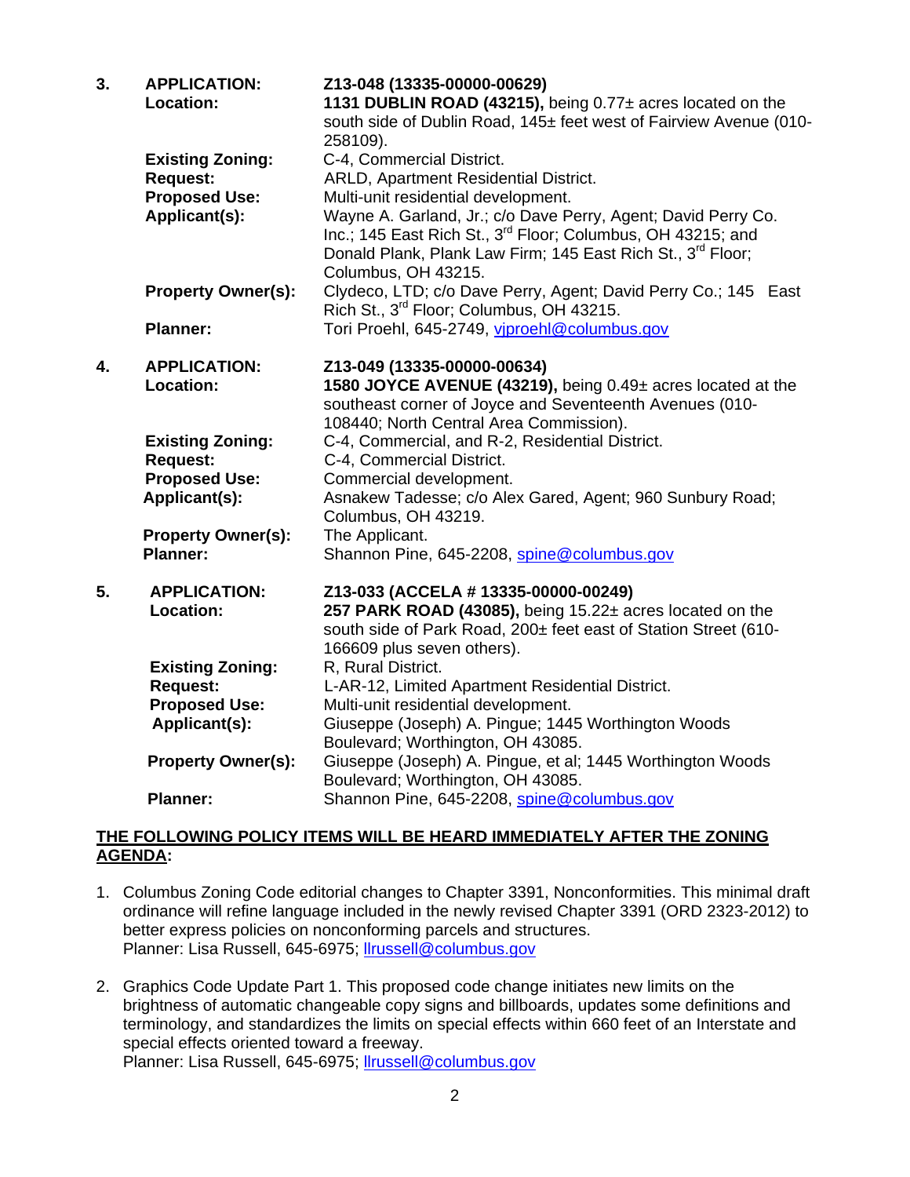**3. APPLICATION:** **Z13-048 (13335-00000-00629)**

**Location:** **1131 DUBLIN ROAD (43215),** being 0.77± acres located on the south side of Dublin Road, 145± feet west of Fairview Avenue (010-258109).

**Existing Zoning:** C-4, Commercial District.

**Request:** ARLD, Apartment Residential District.

**Proposed Use:** Multi-unit residential development.

**Applicant(s):** Wayne A. Garland, Jr.; c/o Dave Perry, Agent; David Perry Co. Inc.; 145 East Rich St., 3rd Floor; Columbus, OH 43215; and Donald Plank, Plank Law Firm; 145 East Rich St., 3rd Floor; Columbus, OH 43215.

**Property Owner(s):** Clydeco, LTD; c/o Dave Perry, Agent; David Perry Co.; 145 East Rich St., 3rd Floor; Columbus, OH 43215.

**Planner:** Tori Proehl, 645-2749, vjproehl@columbus.gov

**4. APPLICATION:** **Z13-049 (13335-00000-00634)**

**Location:** **1580 JOYCE AVENUE (43219),** being 0.49± acres located at the southeast corner of Joyce and Seventeenth Avenues (010-108440; North Central Area Commission).

**Existing Zoning:** C-4, Commercial, and R-2, Residential District.

**Request:** C-4, Commercial District.

**Proposed Use:** Commercial development.

**Applicant(s):** Asnakew Tadesse; c/o Alex Gared, Agent; 960 Sunbury Road; Columbus, OH 43219.

**Property Owner(s):** The Applicant.

**Planner:** Shannon Pine, 645-2208, spine@columbus.gov

**5. APPLICATION:** **Z13-033 (ACCELA # 13335-00000-00249)**

**Location:** **257 PARK ROAD (43085),** being 15.22± acres located on the south side of Park Road, 200± feet east of Station Street (610-166609 plus seven others).

**Existing Zoning:** R, Rural District.

**Request:** L-AR-12, Limited Apartment Residential District.

**Proposed Use:** Multi-unit residential development.

**Applicant(s):** Giuseppe (Joseph) A. Pingue; 1445 Worthington Woods Boulevard; Worthington, OH 43085.

**Property Owner(s):** Giuseppe (Joseph) A. Pingue, et al; 1445 Worthington Woods Boulevard; Worthington, OH 43085.

**Planner:** Shannon Pine, 645-2208, spine@columbus.gov

**THE FOLLOWING POLICY ITEMS WILL BE HEARD IMMEDIATELY AFTER THE ZONING AGENDA:**

1. Columbus Zoning Code editorial changes to Chapter 3391, Nonconformities. This minimal draft ordinance will refine language included in the newly revised Chapter 3391 (ORD 2323-2012) to better express policies on nonconforming parcels and structures.
   Planner: Lisa Russell, 645-6975; llrussell@columbus.gov

2. Graphics Code Update Part 1. This proposed code change initiates new limits on the brightness of automatic changeable copy signs and billboards, updates some definitions and terminology, and standardizes the limits on special effects within 660 feet of an Interstate and special effects oriented toward a freeway.
   Planner: Lisa Russell, 645-6975; llrussell@columbus.gov